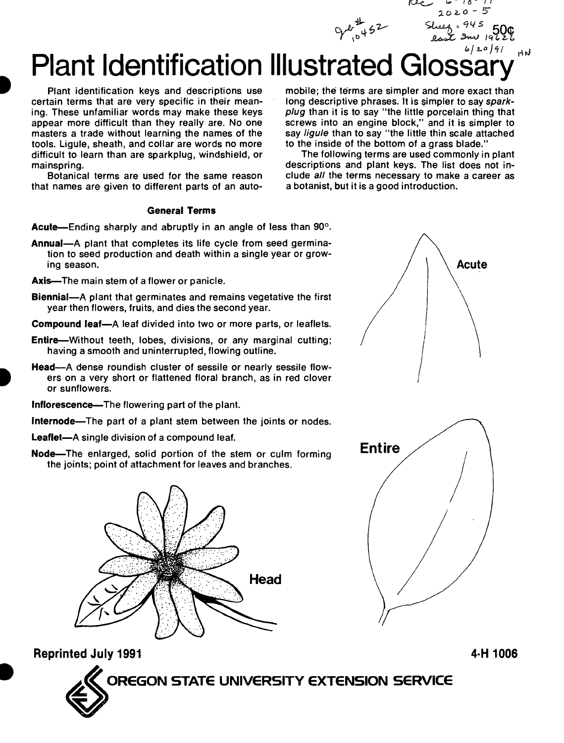# Plant Identification Illustrated Glossary

Plant identification keys and descriptions use certain terms that are very specific in their meaning. These unfamiliar words may make these keys appear more difficult than they really are. No one masters a trade without learning the names of the tools. Ligule, sheath, and collar are words no more difficult to learn than are sparkplug, windshield, or mainspring.

Botanical terms are used for the same reason that names are given to different parts of an automobile; the terms are simpler and more exact than long descriptive phrases. It is simpler to say *sparkplug* than it is to say "the little porcelain thing that screws into an engine block," and it is simpler to say *ligule* than to say "the little thin scale attached to the inside of the bottom of a grass blade."

The following terms are used commonly in plant descriptions and plant keys. The list does not include *all* the terms necessary to make a career as a botanist, but it is a good introduction.

### General Terms

**Acute**—Ending sharply and abruptly in an angle of less than 90°.

**Annual**—A plant that completes its life cycle from seed germination to seed production and death within a single year or growing season.

**Axis**—The main stem of a flower or panicle.

**Biennial**—A plant that germinates and remains vegetative the first year then flowers, fruits, and dies the second year.

**Compound leaf**—A leaf divided into two or more parts, or leaflets.

**Entire**—Without teeth, lobes, divisions, or any marginal cutting; having a smooth and uninterrupted, flowing outline.

**Head**—A dense roundish cluster of sessile or nearly sessile flowers on a very short or flattened floral branch, as in red clover or sunflowers.

**Inflorescence**—The flowering part of the plant.

**Internode**—The part of a plant stem between the joints or nodes.

**Leaflet**—A single division of a compound leaf.

**Node**—The enlarged, solid portion of the stem or culm forming the joints; point of attachment for leaves and branches.

Acute

Entire

Head

Reprinted July 1991

4-H 1006

OREGON STATE UNIVERSITY EXTENSION SERVICE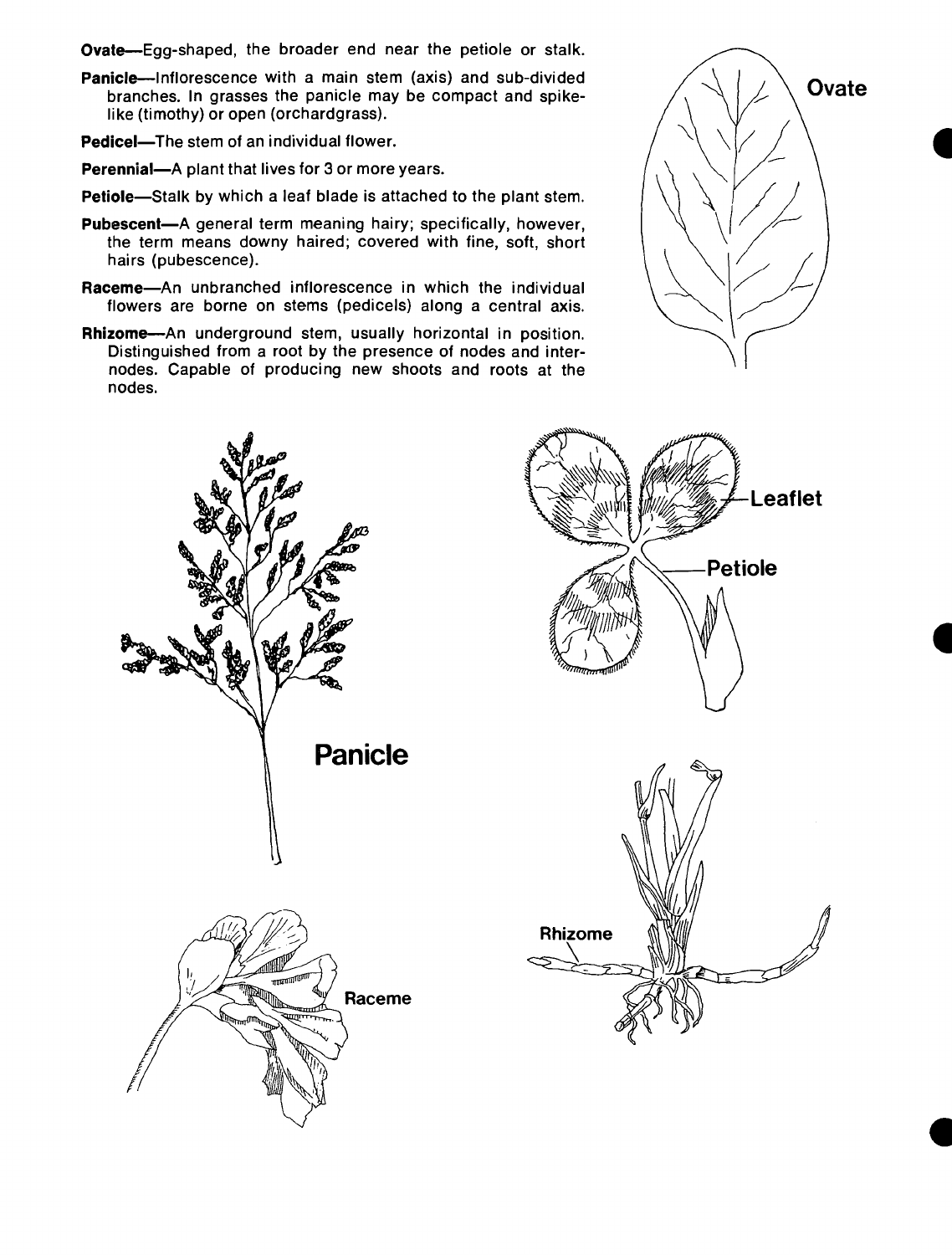**Ovate**—Egg-shaped, the broader end near the petiole or stalk.

**Panicle**—Inflorescence with a main stem (axis) and sub-divided branches. In grasses the panicle may be compact and spike-like (timothy) or open (orchardgrass).

**Pedicel**—The stem of an individual flower.

**Perennial**—A plant that lives for 3 or more years.

**Petiole**—Stalk by which a leaf blade is attached to the plant stem.

**Pubescent**—A general term meaning hairy; specifically, however, the term means downy haired; covered with fine, soft, short hairs (pubescence).

**Raceme**—An unbranched inflorescence in which the individual flowers are borne on stems (pedicels) along a central axis.

**Rhizome**—An underground stem, usually horizontal in position. Distinguished from a root by the presence of nodes and internodes. Capable of producing new shoots and roots at the nodes.

Ovate

Panicle

Leaflet

Petiole

Rhizome

Raceme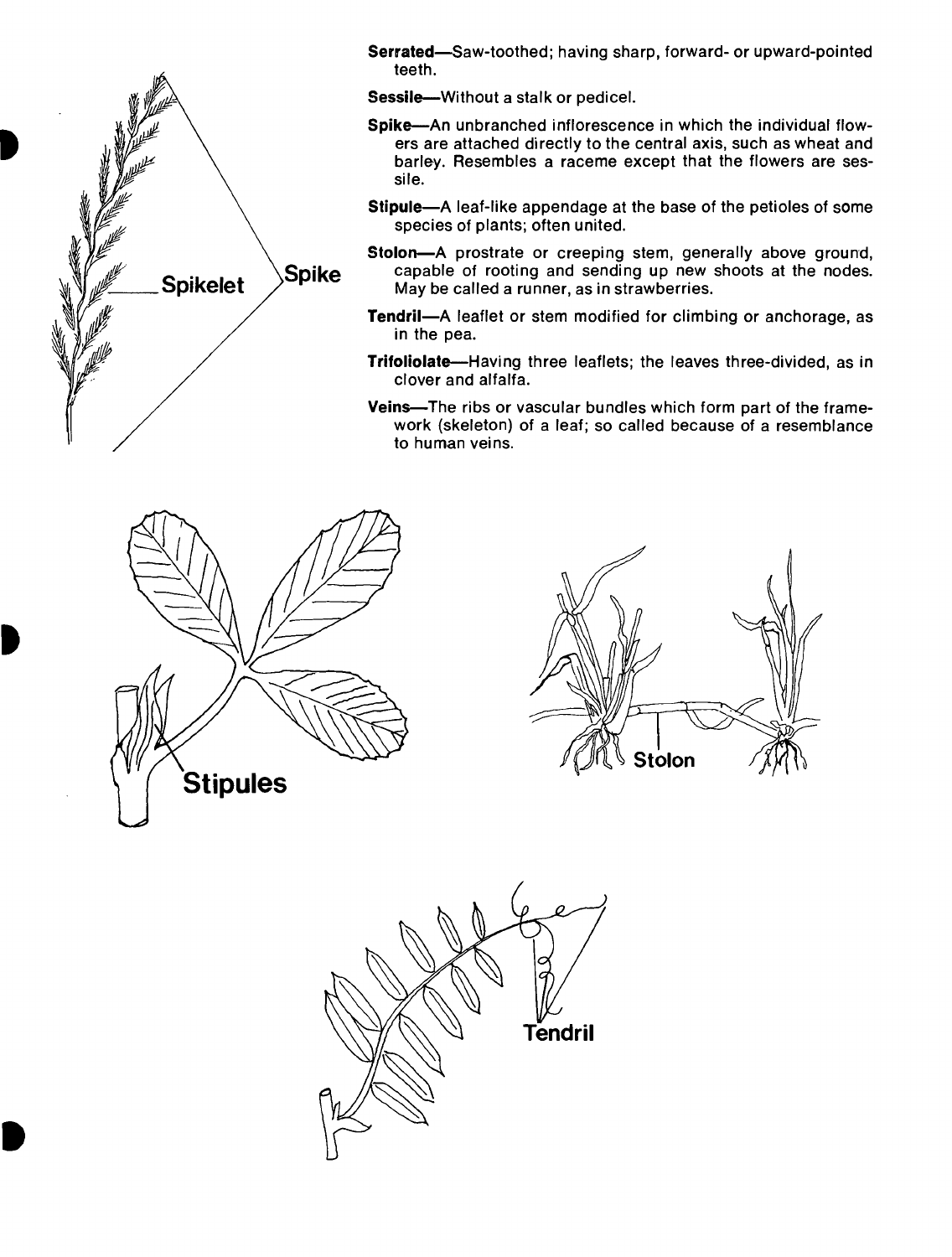**Serrated**—Saw-toothed; having sharp, forward- or upward-pointed teeth.

**Sessile**—Without a stalk or pedicel.

**Spike**—An unbranched inflorescence in which the individual flowers are attached directly to the central axis, such as wheat and barley. Resembles a raceme except that the flowers are sessile.

**Stipule**—A leaf-like appendage at the base of the petioles of some species of plants; often united.

**Stolon**—A prostrate or creeping stem, generally above ground, capable of rooting and sending up new shoots at the nodes. May be called a runner, as in strawberries.

**Tendril**—A leaflet or stem modified for climbing or anchorage, as in the pea.

**Trifoliolate**—Having three leaflets; the leaves three-divided, as in clover and alfalfa.

**Veins**—The ribs or vascular bundles which form part of the framework (skeleton) of a leaf; so called because of a resemblance to human veins.

Spikelet

Spike

Stipules

Stolon

Tendril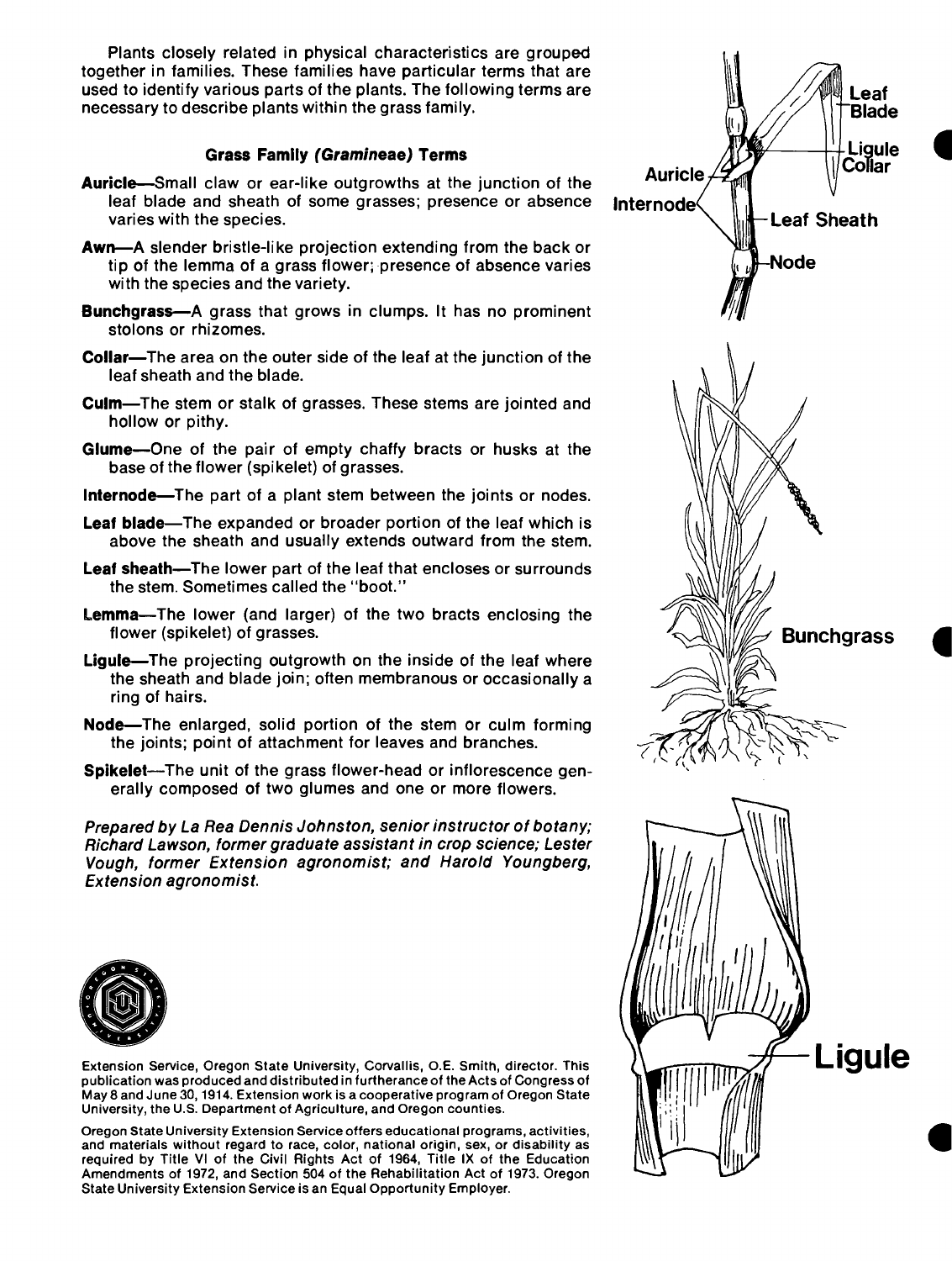Plants closely related in physical characteristics are grouped together in families. These families have particular terms that are used to identify various parts of the plants. The following terms are necessary to describe plants within the grass family.

### Grass Family *(Gramineae)* Terms

**Auricle**—Small claw or ear-like outgrowths at the junction of the leaf blade and sheath of some grasses; presence or absence varies with the species.

**Awn**—A slender bristle-like projection extending from the back or tip of the lemma of a grass flower; presence of absence varies with the species and the variety.

**Bunchgrass**—A grass that grows in clumps. It has no prominent stolons or rhizomes.

**Collar**—The area on the outer side of the leaf at the junction of the leaf sheath and the blade.

**Culm**—The stem or stalk of grasses. These stems are jointed and hollow or pithy.

**Glume**—One of the pair of empty chaffy bracts or husks at the base of the flower (spikelet) of grasses.

**Internode**—The part of a plant stem between the joints or nodes.

**Leaf blade**—The expanded or broader portion of the leaf which is above the sheath and usually extends outward from the stem.

**Leaf sheath**—The lower part of the leaf that encloses or surrounds the stem. Sometimes called the "boot."

**Lemma**—The lower (and larger) of the two bracts enclosing the flower (spikelet) of grasses.

**Ligule**—The projecting outgrowth on the inside of the leaf where the sheath and blade join; often membranous or occasionally a ring of hairs.

**Node**—The enlarged, solid portion of the stem or culm forming the joints; point of attachment for leaves and branches.

**Spikelet**—The unit of the grass flower-head or inflorescence generally composed of two glumes and one or more flowers.

Leaf Blade
Ligule
Collar
Auricle
Internode
Leaf Sheath
Node

Bunchgrass

Ligule

*Prepared by La Rea Dennis Johnston, senior instructor of botany; Richard Lawson, former graduate assistant in crop science; Lester Vough, former Extension agronomist; and Harold Youngberg, Extension agronomist.*

Extension Service, Oregon State University, Corvallis, O.E. Smith, director. This publication was produced and distributed in furtherance of the Acts of Congress of May 8 and June 30, 1914. Extension work is a cooperative program of Oregon State University, the U.S. Department of Agriculture, and Oregon counties.

Oregon State University Extension Service offers educational programs, activities, and materials without regard to race, color, national origin, sex, or disability as required by Title VI of the Civil Rights Act of 1964, Title IX of the Education Amendments of 1972, and Section 504 of the Rehabilitation Act of 1973. Oregon State University Extension Service is an Equal Opportunity Employer.